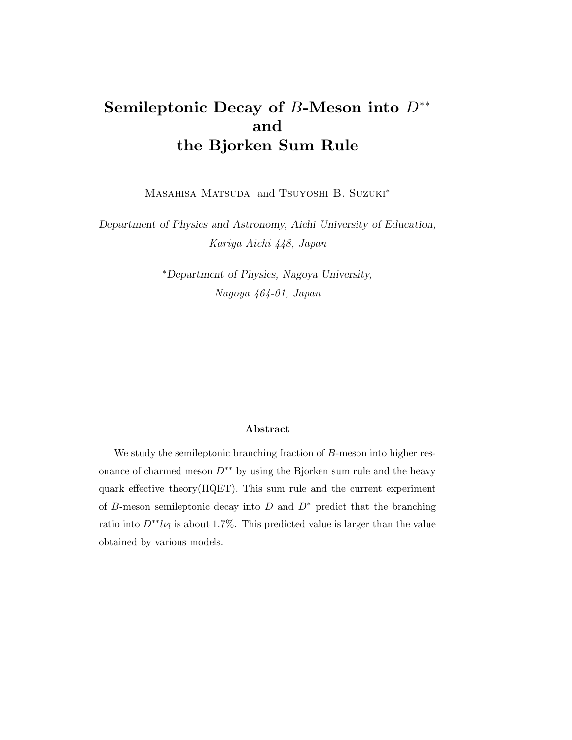# Semileptonic Decay of $B$-Meson into $D^{**}$ and the Bjorken Sum Rule

Masahisa Matsuda and Tsuyoshi B. Suzuki[*]

*Department of Physics and Astronomy, Aichi University of Education, Kariya Aichi 448, Japan*

[*]*Department of Physics, Nagoya University, Nagoya 464-01, Japan*

### Abstract

We study the semileptonic branching fraction of $B$-meson into higher resonance of charmed meson $D^{**}$ by using the Bjorken sum rule and the heavy quark effective theory(HQET). This sum rule and the current experiment of $B$-meson semileptonic decay into $D$ and $D^*$ predict that the branching ratio into $D^{**}l\nu_l$ is about 1.7%. This predicted value is larger than the value obtained by various models.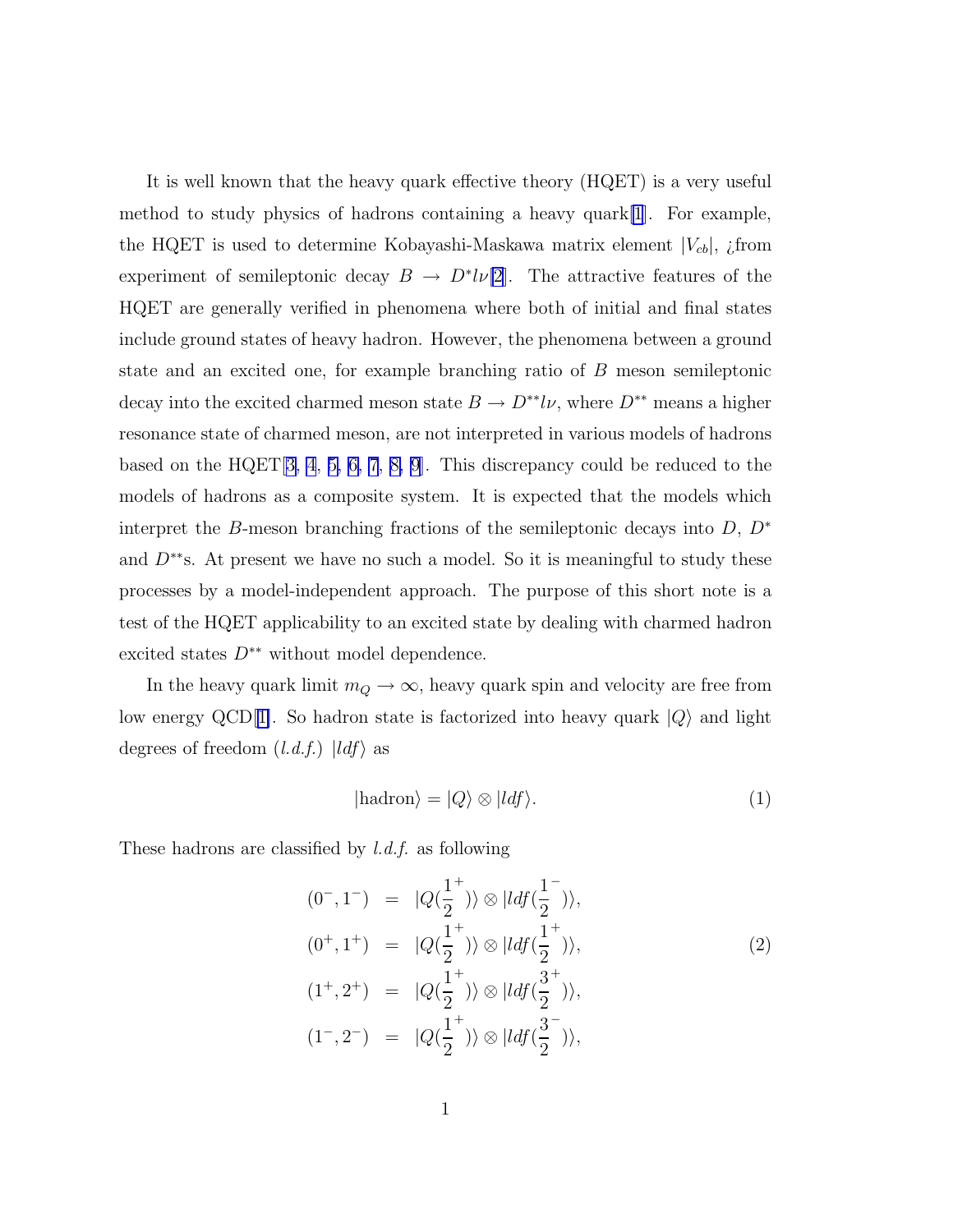It is well known that the heavy quark effective theory (HQET) is a very useful method to study physics of hadrons containing a heavy quark[1]. For example, the HQET is used to determine Kobayashi-Maskawa matrix element $|V_{cb}|$, ¿from experiment of semileptonic decay $B \to D^* l\nu$[2]. The attractive features of the HQET are generally verified in phenomena where both of initial and final states include ground states of heavy hadron. However, the phenomena between a ground state and an excited one, for example branching ratio of $B$ meson semileptonic decay into the excited charmed meson state $B \to D^{**} l\nu$, where $D^{**}$ means a higher resonance state of charmed meson, are not interpreted in various models of hadrons based on the HQET[3, 4, 5, 6, 7, 8, 9]. This discrepancy could be reduced to the models of hadrons as a composite system. It is expected that the models which interpret the $B$-meson branching fractions of the semileptonic decays into $D$, $D^*$ and $D^{**}$s. At present we have no such a model. So it is meaningful to study these processes by a model-independent approach. The purpose of this short note is a test of the HQET applicability to an excited state by dealing with charmed hadron excited states $D^{**}$ without model dependence.

In the heavy quark limit $m_Q \to \infty$, heavy quark spin and velocity are free from low energy QCD[1]. So hadron state is factorized into heavy quark $|Q\rangle$ and light degrees of freedom (*l.d.f.*) $|ldf\rangle$ as

$$|\text{hadron}\rangle = |Q\rangle \otimes |ldf\rangle. \tag{1}$$

These hadrons are classified by *l.d.f.* as following

$$
\begin{aligned}
(0^-, 1^-) &= |Q(\frac{1}{2}^+)\rangle \otimes |ldf(\frac{1}{2}^-)\rangle, \\
(0^+, 1^+) &= |Q(\frac{1}{2}^+)\rangle \otimes |ldf(\frac{1}{2}^+)\rangle, \\
(1^+, 2^+) &= |Q(\frac{1}{2}^+)\rangle \otimes |ldf(\frac{3}{2}^+)\rangle, \\
(1^-, 2^-) &= |Q(\frac{1}{2}^+)\rangle \otimes |ldf(\frac{3}{2}^-)\rangle,
\end{aligned}
\tag{2}
$$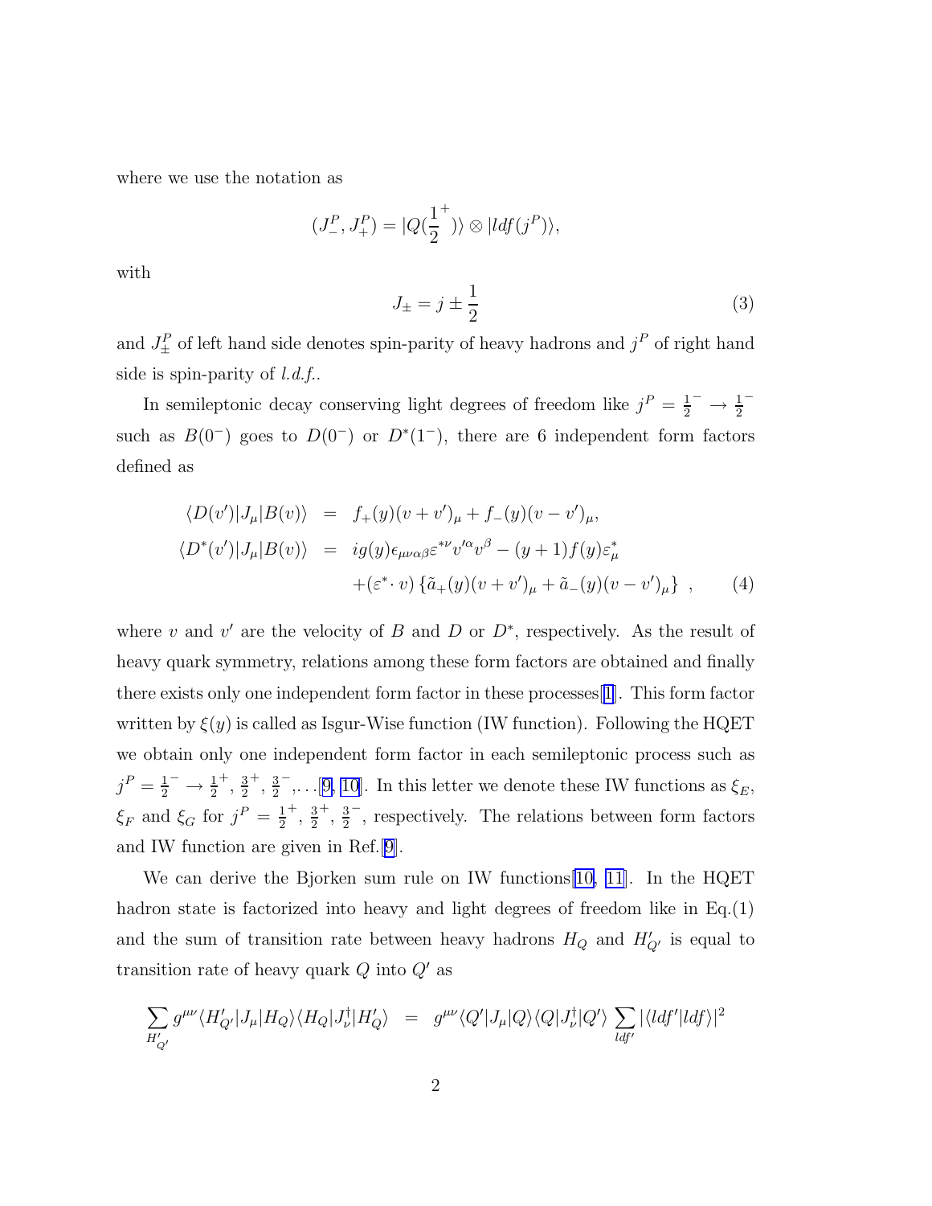where we use the notation as

$$(J_-^P, J_+^P) = |Q(\frac{1}{2}^+)\rangle \otimes |ldf(j^P)\rangle,$$

with

$$J_\pm = j \pm \frac{1}{2} \tag{3}$$

and $J_\pm^P$ of left hand side denotes spin-parity of heavy hadrons and $j^P$ of right hand side is spin-parity of *l.d.f.*.

In semileptonic decay conserving light degrees of freedom like $j^P = \frac{1}{2}^- \to \frac{1}{2}^-$ such as $B(0^-)$ goes to $D(0^-)$ or $D^*(1^-)$, there are 6 independent form factors defined as

$$\begin{aligned}
\langle D(v')|J_\mu|B(v)\rangle &= f_+(y)(v+v')_\mu + f_-(y)(v-v')_\mu, \\
\langle D^*(v')|J_\mu|B(v)\rangle &= ig(y)\epsilon_{\mu\nu\alpha\beta}\varepsilon^{*\nu}v'^\alpha v^\beta - (y+1)f(y)\varepsilon^*_\mu \\
&\quad + (\varepsilon^*\cdot v)\left\{\tilde{a}_+(y)(v+v')_\mu + \tilde{a}_-(y)(v-v')_\mu\right\} \ ,
\end{aligned} \tag{4}$$

where $v$ and $v'$ are the velocity of $B$ and $D$ or $D^*$, respectively. As the result of heavy quark symmetry, relations among these form factors are obtained and finally there exists only one independent form factor in these processes[1]. This form factor written by $\xi(y)$ is called as Isgur-Wise function (IW function). Following the HQET we obtain only one independent form factor in each semileptonic process such as $j^P = \frac{1}{2}^- \to \frac{1}{2}^+, \frac{3}{2}^+, \frac{3}{2}^-, \ldots$[9, 10]. In this letter we denote these IW functions as $\xi_E$, $\xi_F$ and $\xi_G$ for $j^P = \frac{1}{2}^+, \frac{3}{2}^+, \frac{3}{2}^-$, respectively. The relations between form factors and IW function are given in Ref.[9].

We can derive the Bjorken sum rule on IW functions[10, 11]. In the HQET hadron state is factorized into heavy and light degrees of freedom like in Eq.(1) and the sum of transition rate between heavy hadrons $H_Q$ and $H'_{Q'}$ is equal to transition rate of heavy quark $Q$ into $Q'$ as

$$\sum_{H'_{Q'}} g^{\mu\nu}\langle H'_{Q'}|J_\mu|H_Q\rangle\langle H_Q|J_\nu^\dagger|H'_Q\rangle = g^{\mu\nu}\langle Q'|J_\mu|Q\rangle\langle Q|J_\nu^\dagger|Q'\rangle \sum_{ldf'} |\langle ldf'|ldf\rangle|^2$$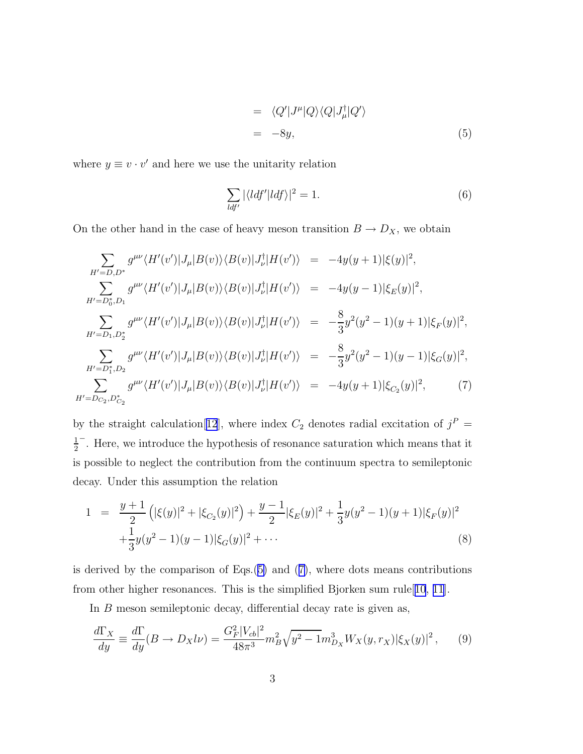$$
\begin{aligned}
&= \langle Q'|J^\mu|Q\rangle\langle Q|J_\mu^\dagger|Q'\rangle \\
&= -8y,
\end{aligned}
\tag{5}
$$

where $y \equiv v \cdot v'$ and here we use the unitarity relation

$$
\sum_{ldf'} |\langle ldf'|ldf\rangle|^2 = 1. \tag{6}
$$

On the other hand in the case of heavy meson transition $B \to D_X$, we obtain

$$
\begin{aligned}
\sum_{H'=D,D^*} g^{\mu\nu}\langle H'(v')|J_\mu|B(v)\rangle\langle B(v)|J_\nu^\dagger|H(v')\rangle &= -4y(y+1)|\xi(y)|^2, \\
\sum_{H'=D_0^*,D_1} g^{\mu\nu}\langle H'(v')|J_\mu|B(v)\rangle\langle B(v)|J_\nu^\dagger|H(v')\rangle &= -4y(y-1)|\xi_E(y)|^2, \\
\sum_{H'=D_1,D_2^*} g^{\mu\nu}\langle H'(v')|J_\mu|B(v)\rangle\langle B(v)|J_\nu^\dagger|H(v')\rangle &= -\frac{8}{3}y^2(y^2-1)(y+1)|\xi_F(y)|^2, \\
\sum_{H'=D_1^*,D_2} g^{\mu\nu}\langle H'(v')|J_\mu|B(v)\rangle\langle B(v)|J_\nu^\dagger|H(v')\rangle &= -\frac{8}{3}y^2(y^2-1)(y-1)|\xi_G(y)|^2, \\
\sum_{H'=D_{C_2},D_{C_2}^*} g^{\mu\nu}\langle H'(v')|J_\mu|B(v)\rangle\langle B(v)|J_\nu^\dagger|H(v')\rangle &= -4y(y+1)|\xi_{C_2}(y)|^2,
\end{aligned}
\tag{7}
$$

by the straight calculation[12], where index $C_2$ denotes radial excitation of $j^P = \frac{1}{2}^-$. Here, we introduce the hypothesis of resonance saturation which means that it is possible to neglect the contribution from the continuum spectra to semileptonic decay. Under this assumption the relation

$$
\begin{aligned}
1 &= \frac{y+1}{2}\left(|\xi(y)|^2 + |\xi_{C_2}(y)|^2\right) + \frac{y-1}{2}|\xi_E(y)|^2 + \frac{1}{3}y(y^2-1)(y+1)|\xi_F(y)|^2 \\
&\quad + \frac{1}{3}y(y^2-1)(y-1)|\xi_G(y)|^2 + \cdots
\end{aligned}
\tag{8}
$$

is derived by the comparison of Eqs.(5) and (7), where dots means contributions from other higher resonances. This is the simplified Bjorken sum rule[10, 11].

In $B$ meson semileptonic decay, differential decay rate is given as,

$$
\frac{d\Gamma_X}{dy} \equiv \frac{d\Gamma}{dy}(B \to D_X l\nu) = \frac{G_F^2|V_{cb}|^2}{48\pi^3} m_B^2 \sqrt{y^2-1}\, m_{D_X}^3 W_X(y, r_X) |\xi_X(y)|^2, \tag{9}
$$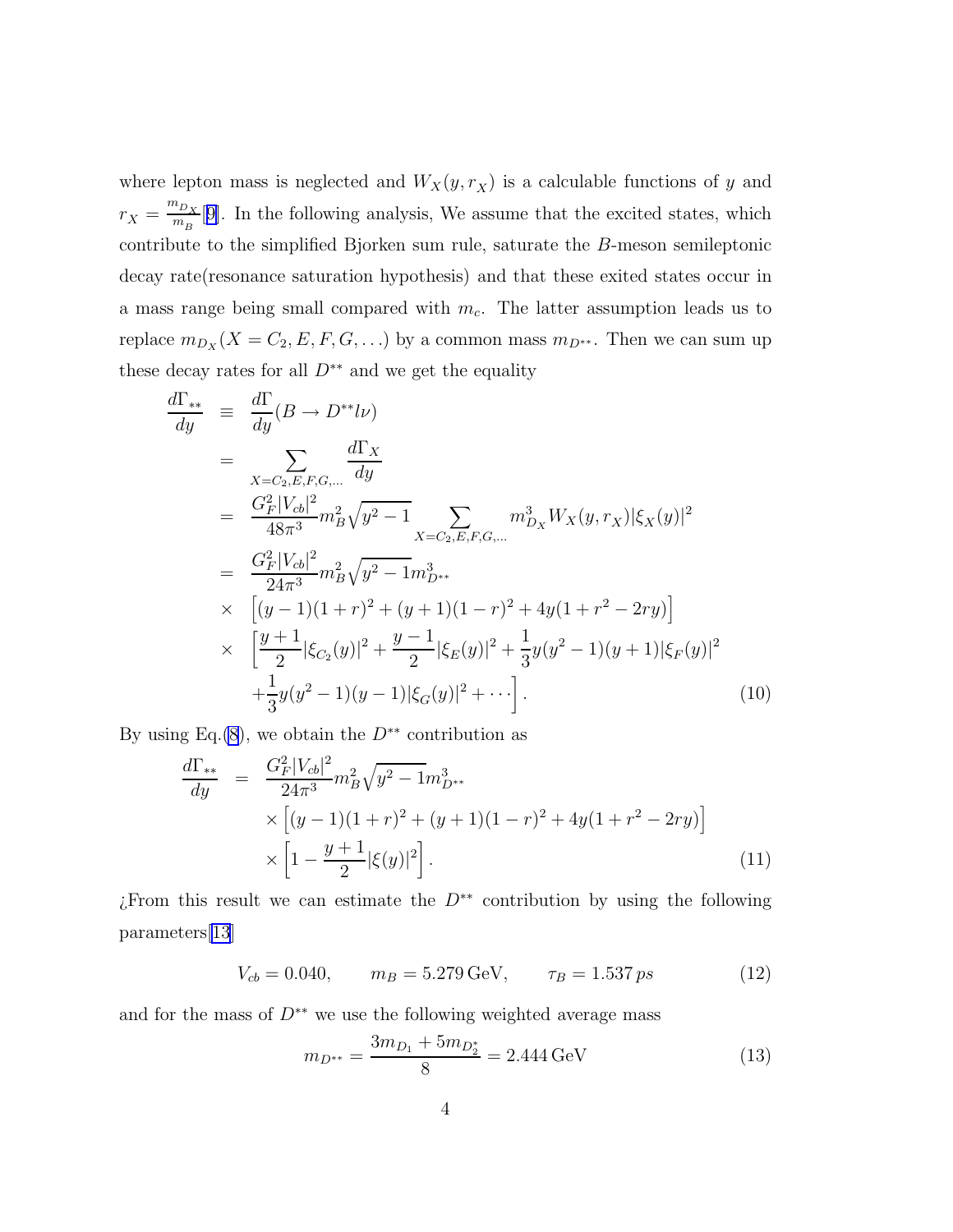where lepton mass is neglected and $W_X(y, r_X)$ is a calculable functions of $y$ and $r_X = \frac{m_{D_X}}{m_B}$[9]. In the following analysis, We assume that the excited states, which contribute to the simplified Bjorken sum rule, saturate the $B$-meson semileptonic decay rate(resonance saturation hypothesis) and that these exited states occur in a mass range being small compared with $m_c$. The latter assumption leads us to replace $m_{D_X}(X = C_2, E, F, G, \ldots)$ by a common mass $m_{D^{**}}$. Then we can sum up these decay rates for all $D^{**}$ and we get the equality

$$
\begin{aligned}
\frac{d\Gamma_{**}}{dy} &\equiv \frac{d\Gamma}{dy}(B \to D^{**} l\nu) \\
&= \sum_{X=C_2,E,F,G,\ldots} \frac{d\Gamma_X}{dy} \\
&= \frac{G_F^2 |V_{cb}|^2}{48\pi^3} m_B^2 \sqrt{y^2-1} \sum_{X=C_2,E,F,G,\ldots} m_{D_X}^3 W_X(y, r_X) |\xi_X(y)|^2 \\
&= \frac{G_F^2 |V_{cb}|^2}{24\pi^3} m_B^2 \sqrt{y^2-1} m_{D^{**}}^3 \\
&\times \left[(y-1)(1+r)^2 + (y+1)(1-r)^2 + 4y(1+r^2-2ry)\right] \\
&\times \left[\frac{y+1}{2}|\xi_{C_2}(y)|^2 + \frac{y-1}{2}|\xi_E(y)|^2 + \frac{1}{3}y(y^2-1)(y+1)|\xi_F(y)|^2 \right. \\
&\left. + \frac{1}{3}y(y^2-1)(y-1)|\xi_G(y)|^2 + \cdots \right].
\end{aligned} \tag{10}
$$

By using Eq.(8), we obtain the $D^{**}$ contribution as

$$
\begin{aligned}
\frac{d\Gamma_{**}}{dy} &= \frac{G_F^2 |V_{cb}|^2}{24\pi^3} m_B^2 \sqrt{y^2-1} m_{D^{**}}^3 \\
&\times \left[(y-1)(1+r)^2 + (y+1)(1-r)^2 + 4y(1+r^2-2ry)\right] \\
&\times \left[1 - \frac{y+1}{2}|\xi(y)|^2\right].
\end{aligned} \tag{11}
$$

¿From this result we can estimate the $D^{**}$ contribution by using the following parameters[13]

$$
V_{cb} = 0.040, \qquad m_B = 5.279\,\text{GeV}, \qquad \tau_B = 1.537\,ps \tag{12}
$$

and for the mass of $D^{**}$ we use the following weighted average mass

$$
m_{D^{**}} = \frac{3m_{D_1} + 5m_{D_2^*}}{8} = 2.444\,\text{GeV} \tag{13}
$$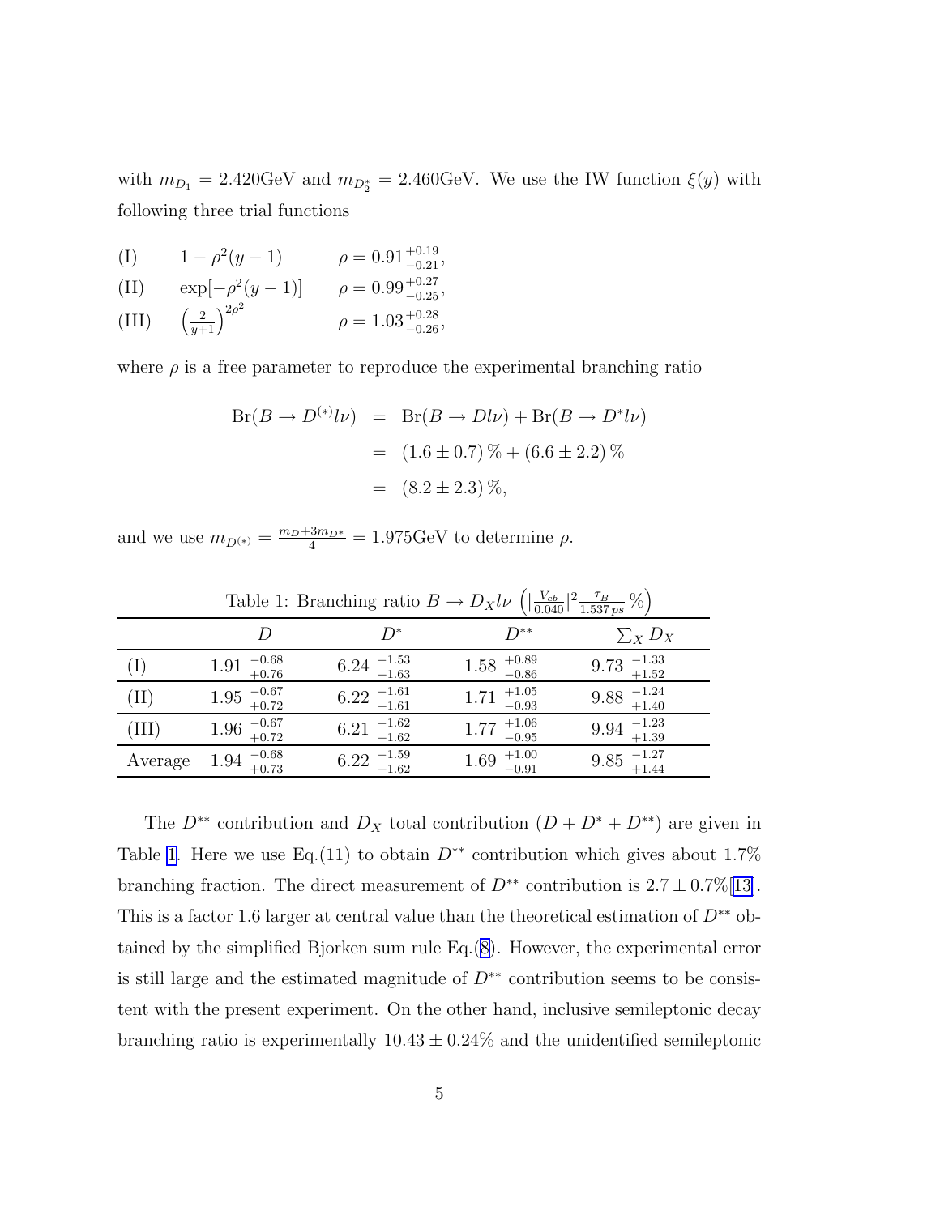with $m_{D_1} = 2.420\text{GeV}$ and $m_{D_2^*} = 2.460\text{GeV}$. We use the IW function $\xi(y)$ with following three trial functions

(I) $\quad 1 - \rho^2(y-1) \qquad \rho = 0.91^{+0.19}_{-0.21},$

(II) $\quad \exp[-\rho^2(y-1)] \qquad \rho = 0.99^{+0.27}_{-0.25},$

(III) $\quad \left(\frac{2}{y+1}\right)^{2\rho^2} \qquad \rho = 1.03^{+0.28}_{-0.26},$

where $\rho$ is a free parameter to reproduce the experimental branching ratio

$$
\begin{aligned}
\text{Br}(B \to D^{(*)} l\nu) &= \text{Br}(B \to D l\nu) + \text{Br}(B \to D^* l\nu) \\
&= (1.6 \pm 0.7)\,\% + (6.6 \pm 2.2)\,\% \\
&= (8.2 \pm 2.3)\,\%,
\end{aligned}
$$

and we use $m_{D^{(*)}} = \frac{m_D + 3m_{D^*}}{4} = 1.975\text{GeV}$ to determine $\rho$.

Table 1: Branching ratio $B \to D_X l\nu$ $\left(|\frac{V_{cb}}{0.040}|^2 \frac{\tau_B}{1.537\,ps}\,\%\right)$

| | $D$ | $D^*$ | $D^{**}$ | $\sum_X D_X$ |
|---|---|---|---|---|
| (I) | $1.91\ ^{-0.68}_{+0.76}$ | $6.24\ ^{-1.53}_{+1.63}$ | $1.58\ ^{+0.89}_{-0.86}$ | $9.73\ ^{-1.33}_{+1.52}$ |
| (II) | $1.95\ ^{-0.67}_{+0.72}$ | $6.22\ ^{-1.61}_{+1.61}$ | $1.71\ ^{+1.05}_{-0.93}$ | $9.88\ ^{-1.24}_{+1.40}$ |
| (III) | $1.96\ ^{-0.67}_{+0.72}$ | $6.21\ ^{-1.62}_{+1.62}$ | $1.77\ ^{+1.06}_{-0.95}$ | $9.94\ ^{-1.23}_{+1.39}$ |
| Average | $1.94\ ^{-0.68}_{+0.73}$ | $6.22\ ^{-1.59}_{+1.62}$ | $1.69\ ^{+1.00}_{-0.91}$ | $9.85\ ^{-1.27}_{+1.44}$ |

The $D^{**}$ contribution and $D_X$ total contribution ($D + D^* + D^{**}$) are given in Table 1. Here we use Eq.(11) to obtain $D^{**}$ contribution which gives about 1.7% branching fraction. The direct measurement of $D^{**}$ contribution is $2.7 \pm 0.7\%$[13]. This is a factor 1.6 larger at central value than the theoretical estimation of $D^{**}$ obtained by the simplified Bjorken sum rule Eq.(8). However, the experimental error is still large and the estimated magnitude of $D^{**}$ contribution seems to be consistent with the present experiment. On the other hand, inclusive semileptonic decay branching ratio is experimentally $10.43 \pm 0.24\%$ and the unidentified semileptonic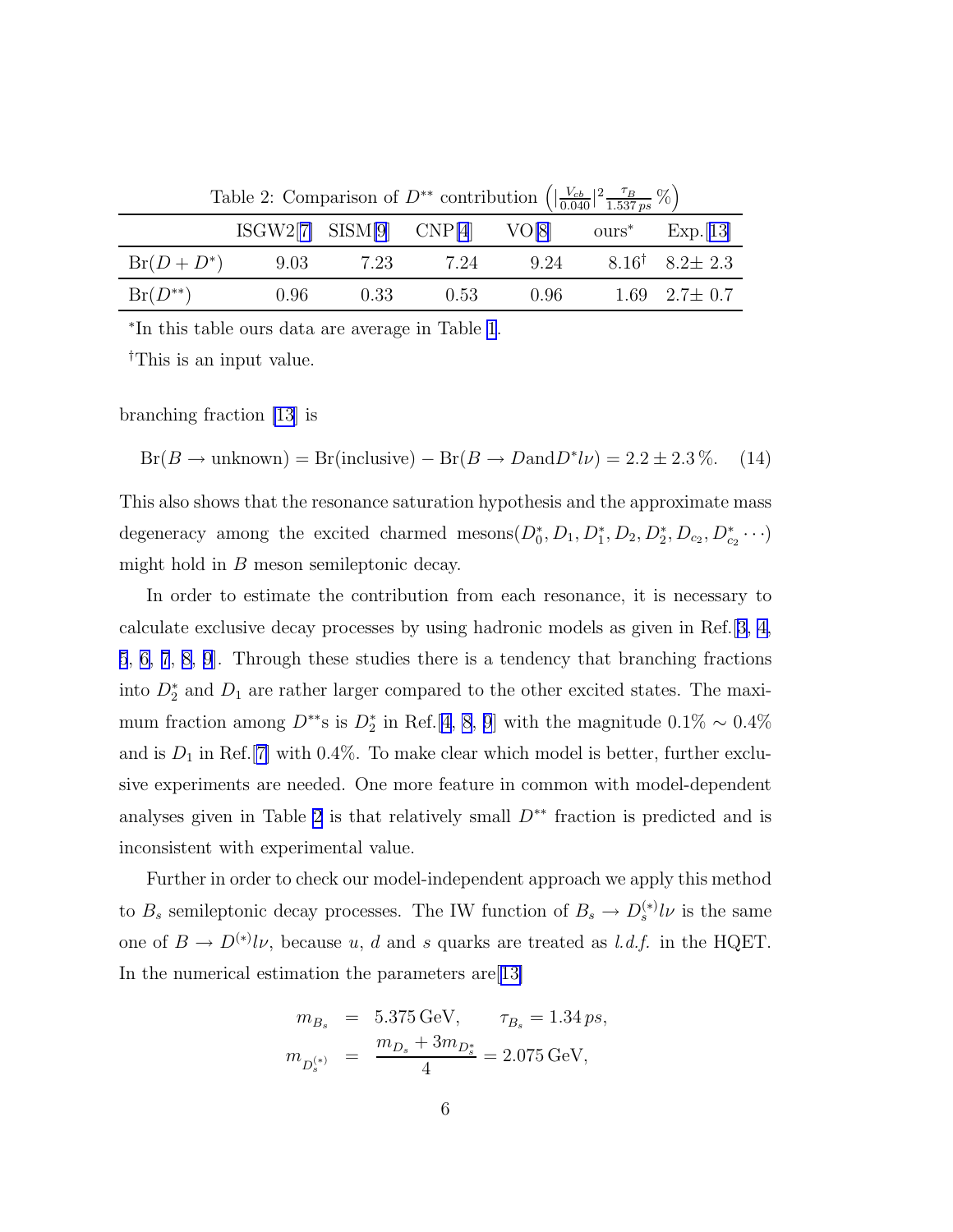Table 2: Comparison of $D^{**}$ contribution $\left(|\frac{V_{cb}}{0.040}|^2 \frac{\tau_B}{1.537\,ps}\,\%\right)$

|  | ISGW2[7] | SISM[9] | CNP[4] | VO[8] | ours* | Exp.[13] |
|---|---|---|---|---|---|---|
| $\mathrm{Br}(D+D^*)$ | 9.03 | 7.23 | 7.24 | 9.24 | 8.16$^\dagger$ | 8.2± 2.3 |
| $\mathrm{Br}(D^{**})$ | 0.96 | 0.33 | 0.53 | 0.96 | 1.69 | 2.7± 0.7 |

*In this table ours data are average in Table 1.

$^\dagger$This is an input value.

branching fraction [13] is

$$\mathrm{Br}(B \to \mathrm{unknown}) = \mathrm{Br}(\mathrm{inclusive}) - \mathrm{Br}(B \to D \mathrm{and} D^* l\nu) = 2.2 \pm 2.3\,\%. \quad (14)$$

This also shows that the resonance saturation hypothesis and the approximate mass degeneracy among the excited charmed mesons($D_0^*, D_1, D_1^*, D_2, D_2^*, D_{c_2}, D_{c_2}^* \cdots$) might hold in $B$ meson semileptonic decay.

In order to estimate the contribution from each resonance, it is necessary to calculate exclusive decay processes by using hadronic models as given in Ref.[3, 4, 5, 6, 7, 8, 9]. Through these studies there is a tendency that branching fractions into $D_2^*$ and $D_1$ are rather larger compared to the other excited states. The maximum fraction among $D^{**}$s is $D_2^*$ in Ref.[4, 8, 9] with the magnitude $0.1\% \sim 0.4\%$ and is $D_1$ in Ref.[7] with 0.4%. To make clear which model is better, further exclusive experiments are needed. One more feature in common with model-dependent analyses given in Table 2 is that relatively small $D^{**}$ fraction is predicted and is inconsistent with experimental value.

Further in order to check our model-independent approach we apply this method to $B_s$ semileptonic decay processes. The IW function of $B_s \to D_s^{(*)} l\nu$ is the same one of $B \to D^{(*)} l\nu$, because $u$, $d$ and $s$ quarks are treated as *l.d.f.* in the HQET. In the numerical estimation the parameters are[13]

$$\begin{aligned} m_{B_s} &= 5.375\,\mathrm{GeV}, \qquad \tau_{B_s} = 1.34\,ps, \\ m_{D_s^{(*)}} &= \frac{m_{D_s} + 3m_{D_s^*}}{4} = 2.075\,\mathrm{GeV}, \end{aligned}$$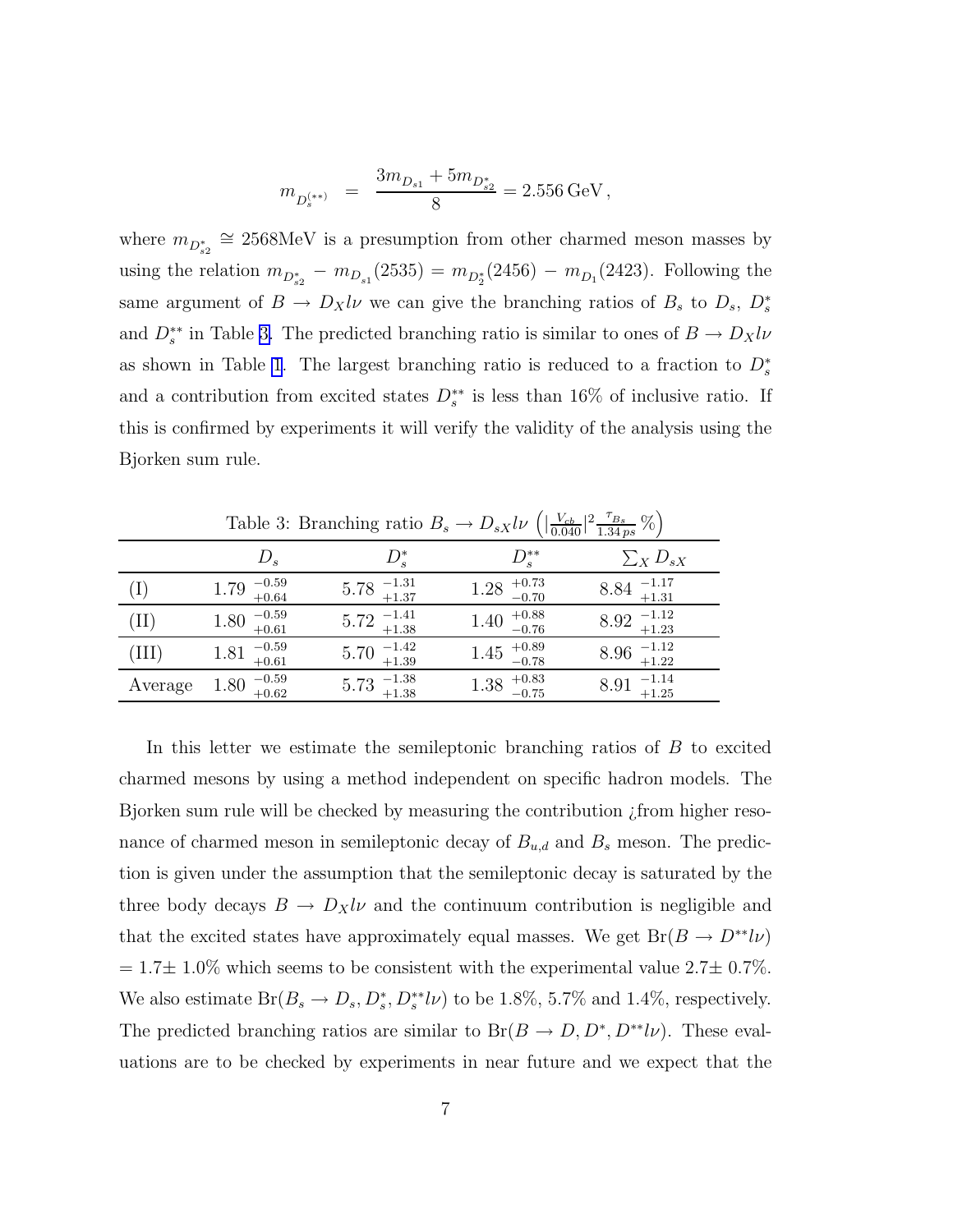$$m_{D_s^{(**)}} \;=\; \frac{3m_{D_{s1}} + 5m_{D_{s2}^*}}{8} = 2.556\,\mathrm{GeV}\,,$$

where $m_{D_{s2}^*} \cong 2568\mathrm{MeV}$ is a presumption from other charmed meson masses by using the relation $m_{D_{s2}^*} - m_{D_{s1}}(2535) = m_{D_2^*}(2456) - m_{D_1}(2423)$. Following the same argument of $B \to D_X l\nu$ we can give the branching ratios of $B_s$ to $D_s$, $D_s^*$ and $D_s^{**}$ in Table 3. The predicted branching ratio is similar to ones of $B \to D_X l\nu$ as shown in Table 1. The largest branching ratio is reduced to a fraction to $D_s^*$ and a contribution from excited states $D_s^{**}$ is less than 16% of inclusive ratio. If this is confirmed by experiments it will verify the validity of the analysis using the Bjorken sum rule.

Table 3: Branching ratio $B_s \to D_{sX} l\nu$ $\left(|\frac{V_{cb}}{0.040}|^2 \frac{\tau_{B_s}}{1.34\,ps}\,\%\right)$

| | $D_s$ | $D_s^*$ | $D_s^{**}$ | $\sum_X D_{sX}$ |
|---|---|---|---|---|
| (I) | $1.79\,^{-0.59}_{+0.64}$ | $5.78\,^{-1.31}_{+1.37}$ | $1.28\,^{+0.73}_{-0.70}$ | $8.84\,^{-1.17}_{+1.31}$ |
| (II) | $1.80\,^{-0.59}_{+0.61}$ | $5.72\,^{-1.41}_{+1.38}$ | $1.40\,^{+0.88}_{-0.76}$ | $8.92\,^{-1.12}_{+1.23}$ |
| (III) | $1.81\,^{-0.59}_{+0.61}$ | $5.70\,^{-1.42}_{+1.39}$ | $1.45\,^{+0.89}_{-0.78}$ | $8.96\,^{-1.12}_{+1.22}$ |
| Average | $1.80\,^{-0.59}_{+0.62}$ | $5.73\,^{-1.38}_{+1.38}$ | $1.38\,^{+0.83}_{-0.75}$ | $8.91\,^{-1.14}_{+1.25}$ |

In this letter we estimate the semileptonic branching ratios of $B$ to excited charmed mesons by using a method independent on specific hadron models. The Bjorken sum rule will be checked by measuring the contribution ¿from higher resonance of charmed meson in semileptonic decay of $B_{u,d}$ and $B_s$ meson. The prediction is given under the assumption that the semileptonic decay is saturated by the three body decays $B \to D_X l\nu$ and the continuum contribution is negligible and that the excited states have approximately equal masses. We get $\mathrm{Br}(B \to D^{**} l\nu)$ $= 1.7\pm\, 1.0\%$ which seems to be consistent with the experimental value $2.7\pm\, 0.7\%$. We also estimate $\mathrm{Br}(B_s \to D_s, D_s^*, D_s^{**} l\nu)$ to be 1.8%, 5.7% and 1.4%, respectively. The predicted branching ratios are similar to $\mathrm{Br}(B \to D, D^*, D^{**} l\nu)$. These evaluations are to be checked by experiments in near future and we expect that the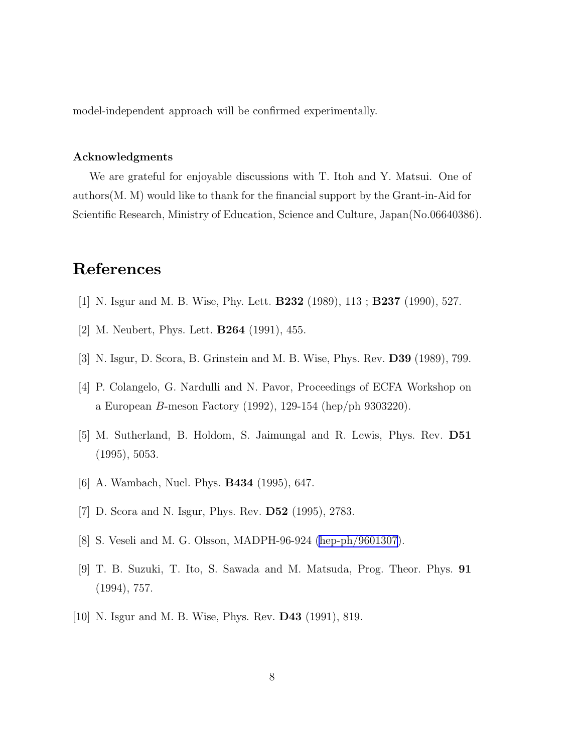model-independent approach will be confirmed experimentally.

**Acknowledgments**

We are grateful for enjoyable discussions with T. Itoh and Y. Matsui. One of authors(M. M) would like to thank for the financial support by the Grant-in-Aid for Scientific Research, Ministry of Education, Science and Culture, Japan(No.06640386).

# References

[1] N. Isgur and M. B. Wise, Phy. Lett. **B232** (1989), 113 ; **B237** (1990), 527.

[2] M. Neubert, Phys. Lett. **B264** (1991), 455.

[3] N. Isgur, D. Scora, B. Grinstein and M. B. Wise, Phys. Rev. **D39** (1989), 799.

[4] P. Colangelo, G. Nardulli and N. Pavor, Proceedings of ECFA Workshop on a European *B*-meson Factory (1992), 129-154 (hep/ph 9303220).

[5] M. Sutherland, B. Holdom, S. Jaimungal and R. Lewis, Phys. Rev. **D51** (1995), 5053.

[6] A. Wambach, Nucl. Phys. **B434** (1995), 647.

[7] D. Scora and N. Isgur, Phys. Rev. **D52** (1995), 2783.

[8] S. Veseli and M. G. Olsson, MADPH-96-924 (hep-ph/9601307).

[9] T. B. Suzuki, T. Ito, S. Sawada and M. Matsuda, Prog. Theor. Phys. **91** (1994), 757.

[10] N. Isgur and M. B. Wise, Phys. Rev. **D43** (1991), 819.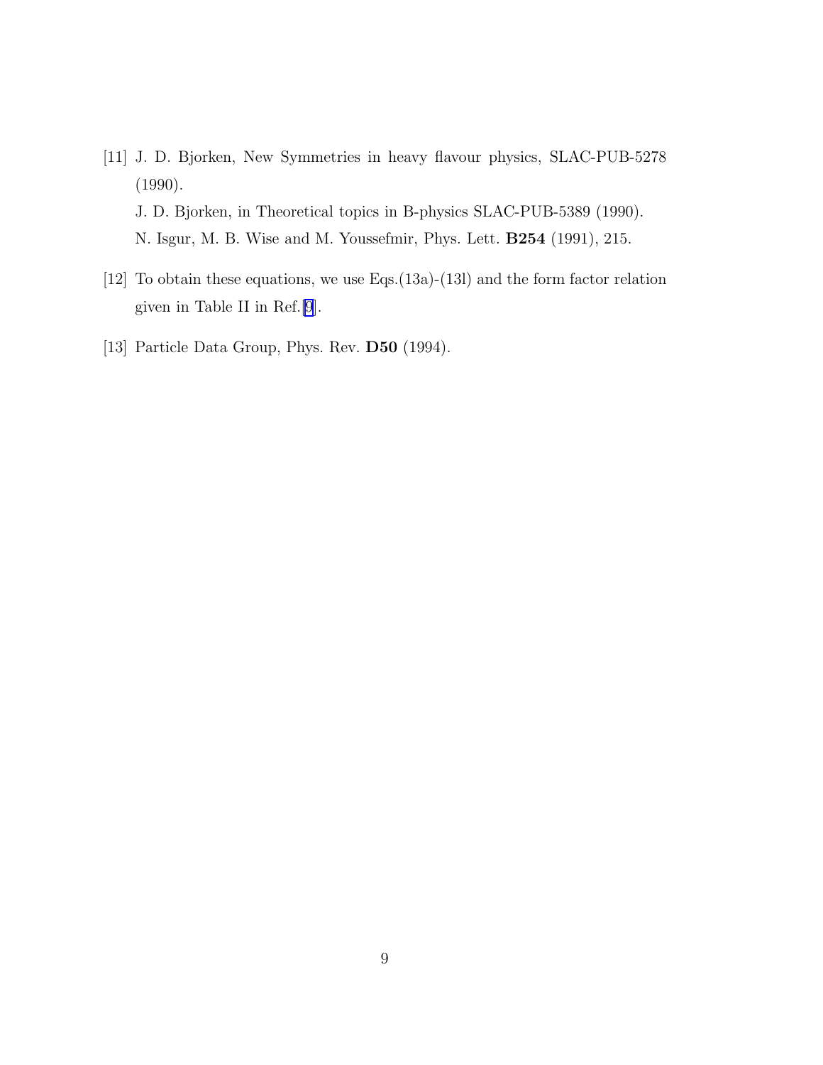[11] J. D. Bjorken, New Symmetries in heavy flavour physics, SLAC-PUB-5278 (1990).

J. D. Bjorken, in Theoretical topics in B-physics SLAC-PUB-5389 (1990).

N. Isgur, M. B. Wise and M. Youssefmir, Phys. Lett. **B254** (1991), 215.

[12] To obtain these equations, we use Eqs.(13a)-(13l) and the form factor relation given in Table II in Ref.[9].

[13] Particle Data Group, Phys. Rev. **D50** (1994).